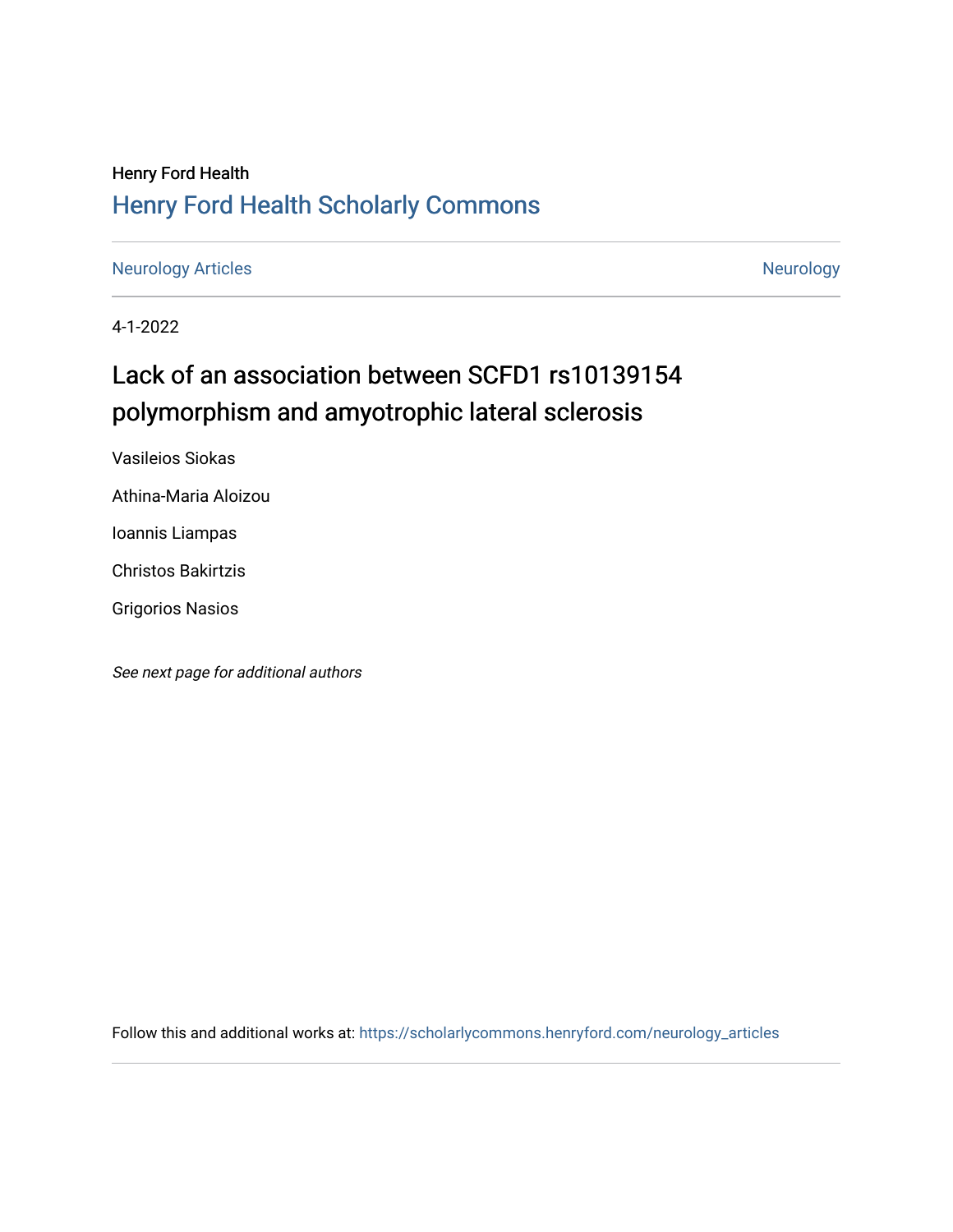Henry Ford Health

## Henry Ford Health Scholarly Commons

Neurology Articles — Neurology

4-1-2022

# Lack of an association between SCFD1 rs10139154 polymorphism and amyotrophic lateral sclerosis

Vasileios Siokas

Athina-Maria Aloizou

Ioannis Liampas

Christos Bakirtzis

Grigorios Nasios

*See next page for additional authors*

Follow this and additional works at: https://scholarlycommons.henryford.com/neurology_articles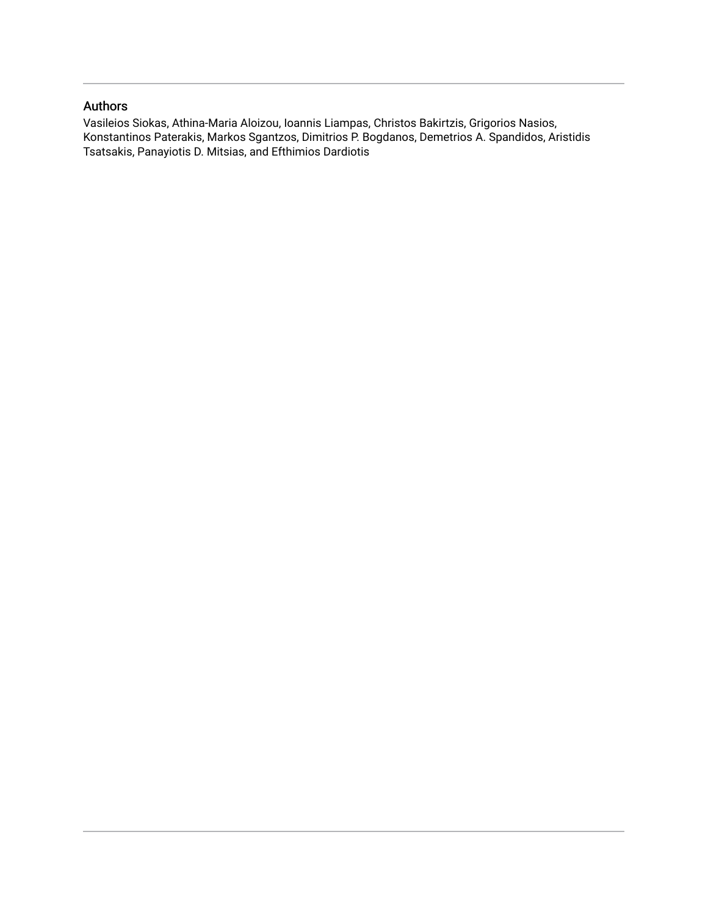## Authors

Vasileios Siokas, Athina-Maria Aloizou, Ioannis Liampas, Christos Bakirtzis, Grigorios Nasios, Konstantinos Paterakis, Markos Sgantzos, Dimitrios P. Bogdanos, Demetrios A. Spandidos, Aristidis Tsatsakis, Panayiotis D. Mitsias, and Efthimios Dardiotis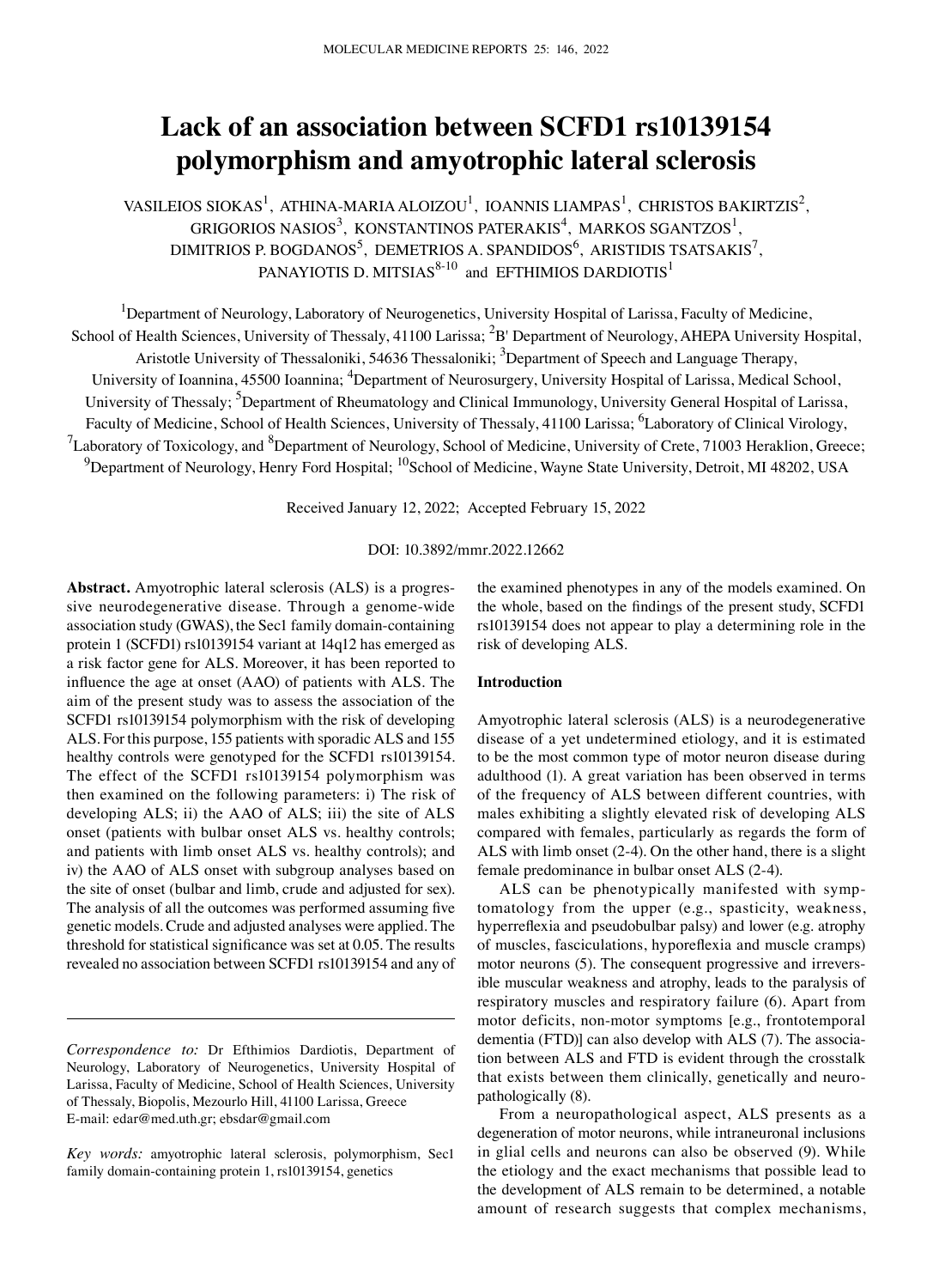# Lack of an association between SCFD1 rs10139154 polymorphism and amyotrophic lateral sclerosis

VASILEIOS SIOKAS[1], ATHINA-MARIA ALOIZOU[1], IOANNIS LIAMPAS[1], CHRISTOS BAKIRTZIS[2], GRIGORIOS NASIOS[3], KONSTANTINOS PATERAKIS[4], MARKOS SGANTZOS[1], DIMITRIOS P. BOGDANOS[5], DEMETRIOS A. SPANDIDOS[6], ARISTIDIS TSATSAKIS[7], PANAYIOTIS D. MITSIAS[8-10] and EFTHIMIOS DARDIOTIS[1]

[1]Department of Neurology, Laboratory of Neurogenetics, University Hospital of Larissa, Faculty of Medicine, School of Health Sciences, University of Thessaly, 41100 Larissa; [2]B' Department of Neurology, AHEPA University Hospital, Aristotle University of Thessaloniki, 54636 Thessaloniki; [3]Department of Speech and Language Therapy, University of Ioannina, 45500 Ioannina; [4]Department of Neurosurgery, University Hospital of Larissa, Medical School, University of Thessaly; [5]Department of Rheumatology and Clinical Immunology, University General Hospital of Larissa, Faculty of Medicine, School of Health Sciences, University of Thessaly, 41100 Larissa; [6]Laboratory of Clinical Virology, [7]Laboratory of Toxicology, and [8]Department of Neurology, School of Medicine, University of Crete, 71003 Heraklion, Greece; [9]Department of Neurology, Henry Ford Hospital; [10]School of Medicine, Wayne State University, Detroit, MI 48202, USA

Received January 12, 2022; Accepted February 15, 2022

DOI: 10.3892/mmr.2022.12662

**Abstract.** Amyotrophic lateral sclerosis (ALS) is a progressive neurodegenerative disease. Through a genome-wide association study (GWAS), the Sec1 family domain-containing protein 1 (SCFD1) rs10139154 variant at 14q12 has emerged as a risk factor gene for ALS. Moreover, it has been reported to influence the age at onset (AAO) of patients with ALS. The aim of the present study was to assess the association of the SCFD1 rs10139154 polymorphism with the risk of developing ALS. For this purpose, 155 patients with sporadic ALS and 155 healthy controls were genotyped for the SCFD1 rs10139154. The effect of the SCFD1 rs10139154 polymorphism was then examined on the following parameters: i) The risk of developing ALS; ii) the AAO of ALS; iii) the site of ALS onset (patients with bulbar onset ALS vs. healthy controls; and patients with limb onset ALS vs. healthy controls); and iv) the AAO of ALS onset with subgroup analyses based on the site of onset (bulbar and limb, crude and adjusted for sex). The analysis of all the outcomes was performed assuming five genetic models. Crude and adjusted analyses were applied. The threshold for statistical significance was set at 0.05. The results revealed no association between SCFD1 rs10139154 and any of the examined phenotypes in any of the models examined. On the whole, based on the findings of the present study, SCFD1 rs10139154 does not appear to play a determining role in the risk of developing ALS.

*Correspondence to:* Dr Efthimios Dardiotis, Department of Neurology, Laboratory of Neurogenetics, University Hospital of Larissa, Faculty of Medicine, School of Health Sciences, University of Thessaly, Biopolis, Mezourlo Hill, 41100 Larissa, Greece
E-mail: edar@med.uth.gr; ebsdar@gmail.com

*Key words:* amyotrophic lateral sclerosis, polymorphism, Sec1 family domain-containing protein 1, rs10139154, genetics

## Introduction

Amyotrophic lateral sclerosis (ALS) is a neurodegenerative disease of a yet undetermined etiology, and it is estimated to be the most common type of motor neuron disease during adulthood (1). A great variation has been observed in terms of the frequency of ALS between different countries, with males exhibiting a slightly elevated risk of developing ALS compared with females, particularly as regards the form of ALS with limb onset (2-4). On the other hand, there is a slight female predominance in bulbar onset ALS (2-4).

ALS can be phenotypically manifested with symptomatology from the upper (e.g., spasticity, weakness, hyperreflexia and pseudobulbar palsy) and lower (e.g. atrophy of muscles, fasciculations, hyporeflexia and muscle cramps) motor neurons (5). The consequent progressive and irreversible muscular weakness and atrophy, leads to the paralysis of respiratory muscles and respiratory failure (6). Apart from motor deficits, non-motor symptoms [e.g., frontotemporal dementia (FTD)] can also develop with ALS (7). The association between ALS and FTD is evident through the crosstalk that exists between them clinically, genetically and neuropathologically (8).

From a neuropathological aspect, ALS presents as a degeneration of motor neurons, while intraneuronal inclusions in glial cells and neurons can also be observed (9). While the etiology and the exact mechanisms that possible lead to the development of ALS remain to be determined, a notable amount of research suggests that complex mechanisms,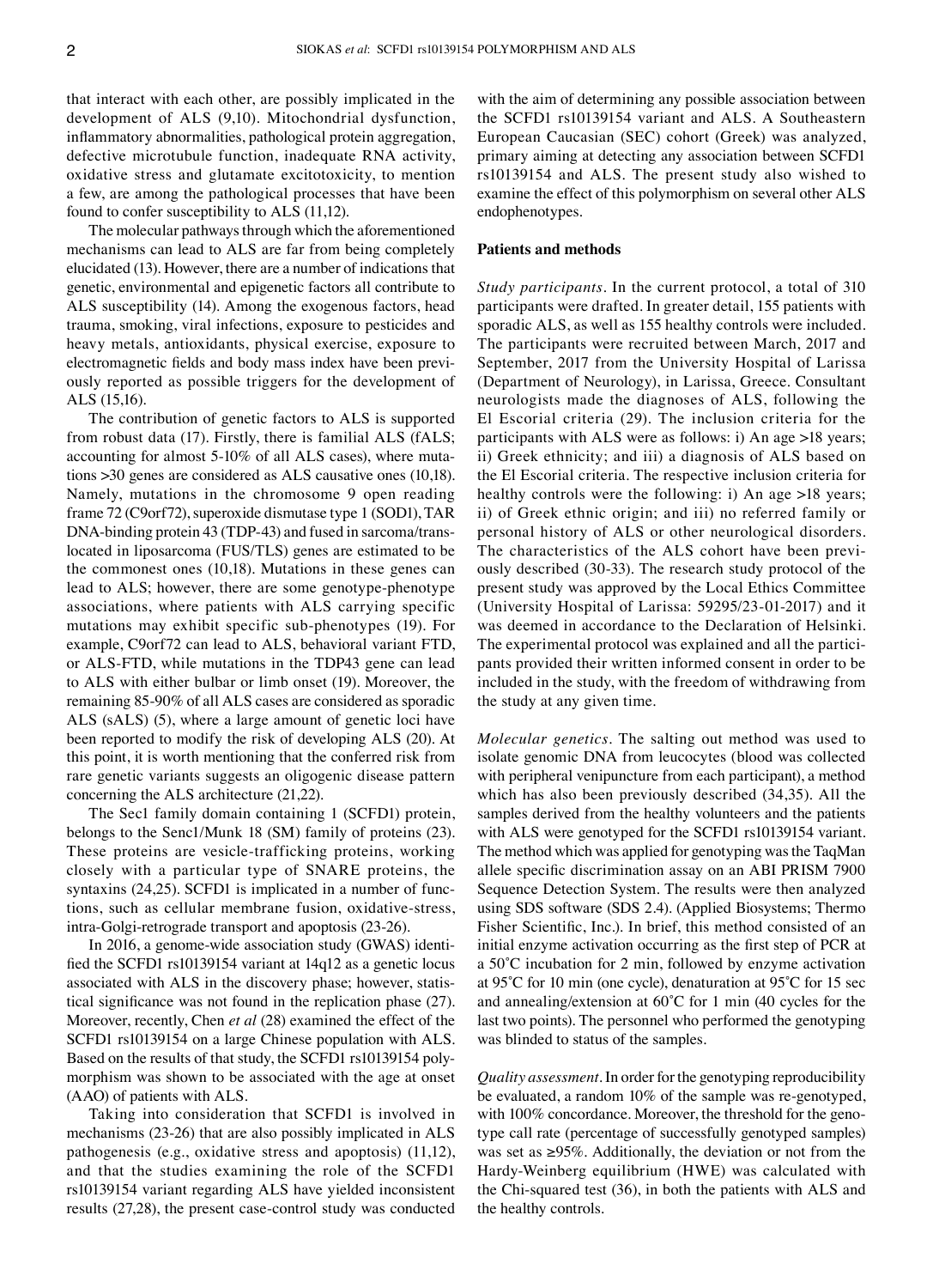that interact with each other, are possibly implicated in the development of ALS (9,10). Mitochondrial dysfunction, inflammatory abnormalities, pathological protein aggregation, defective microtubule function, inadequate RNA activity, oxidative stress and glutamate excitotoxicity, to mention a few, are among the pathological processes that have been found to confer susceptibility to ALS (11,12).

The molecular pathways through which the aforementioned mechanisms can lead to ALS are far from being completely elucidated (13). However, there are a number of indications that genetic, environmental and epigenetic factors all contribute to ALS susceptibility (14). Among the exogenous factors, head trauma, smoking, viral infections, exposure to pesticides and heavy metals, antioxidants, physical exercise, exposure to electromagnetic fields and body mass index have been previously reported as possible triggers for the development of ALS (15,16).

The contribution of genetic factors to ALS is supported from robust data (17). Firstly, there is familial ALS (fALS; accounting for almost 5-10% of all ALS cases), where mutations >30 genes are considered as ALS causative ones (10,18). Namely, mutations in the chromosome 9 open reading frame 72 (C9orf72), superoxide dismutase type 1 (SOD1), TAR DNA-binding protein 43 (TDP-43) and fused in sarcoma/translocated in liposarcoma (FUS/TLS) genes are estimated to be the commonest ones (10,18). Mutations in these genes can lead to ALS; however, there are some genotype-phenotype associations, where patients with ALS carrying specific mutations may exhibit specific sub-phenotypes (19). For example, C9orf72 can lead to ALS, behavioral variant FTD, or ALS-FTD, while mutations in the TDP43 gene can lead to ALS with either bulbar or limb onset (19). Moreover, the remaining 85-90% of all ALS cases are considered as sporadic ALS (sALS) (5), where a large amount of genetic loci have been reported to modify the risk of developing ALS (20). At this point, it is worth mentioning that the conferred risk from rare genetic variants suggests an oligogenic disease pattern concerning the ALS architecture (21,22).

The Sec1 family domain containing 1 (SCFD1) protein, belongs to the Senc1/Munk 18 (SM) family of proteins (23). These proteins are vesicle-trafficking proteins, working closely with a particular type of SNARE proteins, the syntaxins (24,25). SCFD1 is implicated in a number of functions, such as cellular membrane fusion, oxidative-stress, intra-Golgi-retrograde transport and apoptosis (23-26).

In 2016, a genome-wide association study (GWAS) identified the SCFD1 rs10139154 variant at 14q12 as a genetic locus associated with ALS in the discovery phase; however, statistical significance was not found in the replication phase (27). Moreover, recently, Chen *et al* (28) examined the effect of the SCFD1 rs10139154 on a large Chinese population with ALS. Based on the results of that study, the SCFD1 rs10139154 polymorphism was shown to be associated with the age at onset (AAO) of patients with ALS.

Taking into consideration that SCFD1 is involved in mechanisms (23-26) that are also possibly implicated in ALS pathogenesis (e.g., oxidative stress and apoptosis) (11,12), and that the studies examining the role of the SCFD1 rs10139154 variant regarding ALS have yielded inconsistent results (27,28), the present case-control study was conducted with the aim of determining any possible association between the SCFD1 rs10139154 variant and ALS. A Southeastern European Caucasian (SEC) cohort (Greek) was analyzed, primary aiming at detecting any association between SCFD1 rs10139154 and ALS. The present study also wished to examine the effect of this polymorphism on several other ALS endophenotypes.

## Patients and methods

*Study participants.* In the current protocol, a total of 310 participants were drafted. In greater detail, 155 patients with sporadic ALS, as well as 155 healthy controls were included. The participants were recruited between March, 2017 and September, 2017 from the University Hospital of Larissa (Department of Neurology), in Larissa, Greece. Consultant neurologists made the diagnoses of ALS, following the El Escorial criteria (29). The inclusion criteria for the participants with ALS were as follows: i) An age >18 years; ii) Greek ethnicity; and iii) a diagnosis of ALS based on the El Escorial criteria. The respective inclusion criteria for healthy controls were the following: i) An age >18 years; ii) of Greek ethnic origin; and iii) no referred family or personal history of ALS or other neurological disorders. The characteristics of the ALS cohort have been previously described (30-33). The research study protocol of the present study was approved by the Local Ethics Committee (University Hospital of Larissa: 59295/23-01-2017) and it was deemed in accordance to the Declaration of Helsinki. The experimental protocol was explained and all the participants provided their written informed consent in order to be included in the study, with the freedom of withdrawing from the study at any given time.

*Molecular genetics.* The salting out method was used to isolate genomic DNA from leucocytes (blood was collected with peripheral venipuncture from each participant), a method which has also been previously described (34,35). All the samples derived from the healthy volunteers and the patients with ALS were genotyped for the SCFD1 rs10139154 variant. The method which was applied for genotyping was the TaqMan allele specific discrimination assay on an ABI PRISM 7900 Sequence Detection System. The results were then analyzed using SDS software (SDS 2.4). (Applied Biosystems; Thermo Fisher Scientific, Inc.). In brief, this method consisted of an initial enzyme activation occurring as the first step of PCR at a 50˚C incubation for 2 min, followed by enzyme activation at 95˚C for 10 min (one cycle), denaturation at 95˚C for 15 sec and annealing/extension at 60˚C for 1 min (40 cycles for the last two points). The personnel who performed the genotyping was blinded to status of the samples.

*Quality assessment.* In order for the genotyping reproducibility be evaluated, a random 10% of the sample was re-genotyped, with 100% concordance. Moreover, the threshold for the genotype call rate (percentage of successfully genotyped samples) was set as ≥95%. Additionally, the deviation or not from the Hardy-Weinberg equilibrium (HWE) was calculated with the Chi-squared test (36), in both the patients with ALS and the healthy controls.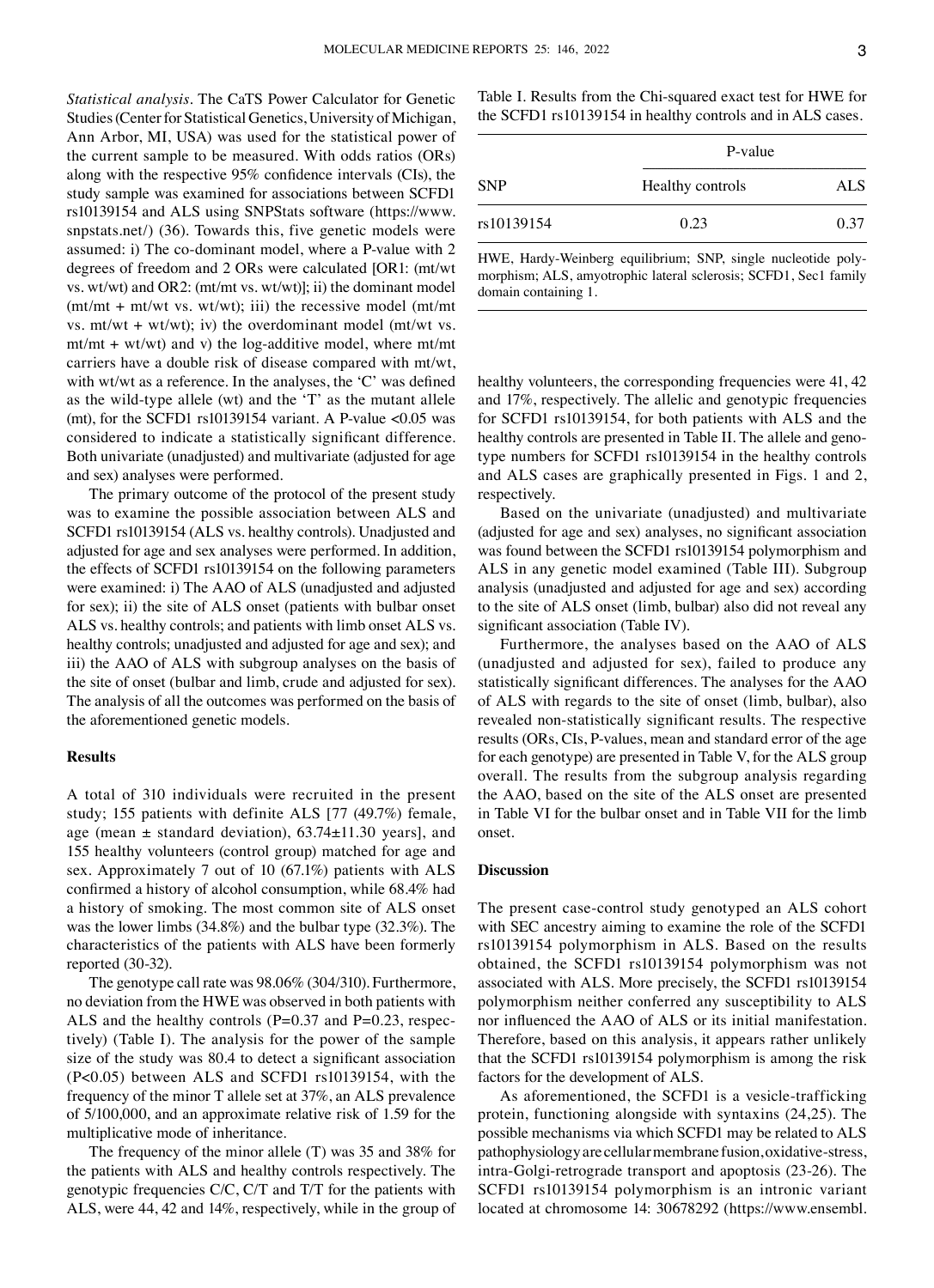*Statistical analysis*. The CaTS Power Calculator for Genetic Studies (Center for Statistical Genetics, University of Michigan, Ann Arbor, MI, USA) was used for the statistical power of the current sample to be measured. With odds ratios (ORs) along with the respective 95% confidence intervals (CIs), the study sample was examined for associations between SCFD1 rs10139154 and ALS using SNPStats software (https://www.snpstats.net/) (36). Towards this, five genetic models were assumed: i) The co-dominant model, where a P-value with 2 degrees of freedom and 2 ORs were calculated [OR1: (mt/wt vs. wt/wt) and OR2: (mt/mt vs. wt/wt)]; ii) the dominant model (mt/mt + mt/wt vs. wt/wt); iii) the recessive model (mt/mt vs. mt/wt + wt/wt); iv) the overdominant model (mt/wt vs. mt/mt + wt/wt) and v) the log-additive model, where mt/mt carriers have a double risk of disease compared with mt/wt, with wt/wt as a reference. In the analyses, the 'C' was defined as the wild-type allele (wt) and the 'T' as the mutant allele (mt), for the SCFD1 rs10139154 variant. A P-value <0.05 was considered to indicate a statistically significant difference. Both univariate (unadjusted) and multivariate (adjusted for age and sex) analyses were performed.

The primary outcome of the protocol of the present study was to examine the possible association between ALS and SCFD1 rs10139154 (ALS vs. healthy controls). Unadjusted and adjusted for age and sex analyses were performed. In addition, the effects of SCFD1 rs10139154 on the following parameters were examined: i) The AAO of ALS (unadjusted and adjusted for sex); ii) the site of ALS onset (patients with bulbar onset ALS vs. healthy controls; and patients with limb onset ALS vs. healthy controls; unadjusted and adjusted for age and sex); and iii) the AAO of ALS with subgroup analyses on the basis of the site of onset (bulbar and limb, crude and adjusted for sex). The analysis of all the outcomes was performed on the basis of the aforementioned genetic models.

## Results

A total of 310 individuals were recruited in the present study; 155 patients with definite ALS [77 (49.7%) female, age (mean ± standard deviation), 63.74±11.30 years], and 155 healthy volunteers (control group) matched for age and sex. Approximately 7 out of 10 (67.1%) patients with ALS confirmed a history of alcohol consumption, while 68.4% had a history of smoking. The most common site of ALS onset was the lower limbs (34.8%) and the bulbar type (32.3%). The characteristics of the patients with ALS have been formerly reported (30-32).

The genotype call rate was 98.06% (304/310). Furthermore, no deviation from the HWE was observed in both patients with ALS and the healthy controls (P=0.37 and P=0.23, respectively) (Table I). The analysis for the power of the sample size of the study was 80.4 to detect a significant association (P<0.05) between ALS and SCFD1 rs10139154, with the frequency of the minor T allele set at 37%, an ALS prevalence of 5/100,000, and an approximate relative risk of 1.59 for the multiplicative mode of inheritance.

The frequency of the minor allele (T) was 35 and 38% for the patients with ALS and healthy controls respectively. The genotypic frequencies C/C, C/T and T/T for the patients with ALS, were 44, 42 and 14%, respectively, while in the group of healthy volunteers, the corresponding frequencies were 41, 42 and 17%, respectively. The allelic and genotypic frequencies for SCFD1 rs10139154, for both patients with ALS and the healthy controls are presented in Table II. The allele and genotype numbers for SCFD1 rs10139154 in the healthy controls and ALS cases are graphically presented in Figs. 1 and 2, respectively.

Table I. Results from the Chi-squared exact test for HWE for the SCFD1 rs10139154 in healthy controls and in ALS cases.

| SNP | P-value | |
|---|---|---|
| | Healthy controls | ALS |
| rs10139154 | 0.23 | 0.37 |

HWE, Hardy-Weinberg equilibrium; SNP, single nucleotide polymorphism; ALS, amyotrophic lateral sclerosis; SCFD1, Sec1 family domain containing 1.

Based on the univariate (unadjusted) and multivariate (adjusted for age and sex) analyses, no significant association was found between the SCFD1 rs10139154 polymorphism and ALS in any genetic model examined (Table III). Subgroup analysis (unadjusted and adjusted for age and sex) according to the site of ALS onset (limb, bulbar) also did not reveal any significant association (Table IV).

Furthermore, the analyses based on the AAO of ALS (unadjusted and adjusted for sex), failed to produce any statistically significant differences. The analyses for the AAO of ALS with regards to the site of onset (limb, bulbar), also revealed non-statistically significant results. The respective results (ORs, CIs, P-values, mean and standard error of the age for each genotype) are presented in Table V, for the ALS group overall. The results from the subgroup analysis regarding the AAO, based on the site of the ALS onset are presented in Table VI for the bulbar onset and in Table VII for the limb onset.

## Discussion

The present case-control study genotyped an ALS cohort with SEC ancestry aiming to examine the role of the SCFD1 rs10139154 polymorphism in ALS. Based on the results obtained, the SCFD1 rs10139154 polymorphism was not associated with ALS. More precisely, the SCFD1 rs10139154 polymorphism neither conferred any susceptibility to ALS nor influenced the AAO of ALS or its initial manifestation. Therefore, based on this analysis, it appears rather unlikely that the SCFD1 rs10139154 polymorphism is among the risk factors for the development of ALS.

As aforementioned, the SCFD1 is a vesicle-trafficking protein, functioning alongside with syntaxins (24,25). The possible mechanisms via which SCFD1 may be related to ALS pathophysiology are cellular membrane fusion, oxidative-stress, intra-Golgi-retrograde transport and apoptosis (23-26). The SCFD1 rs10139154 polymorphism is an intronic variant located at chromosome 14: 30678292 (https://www.ensembl.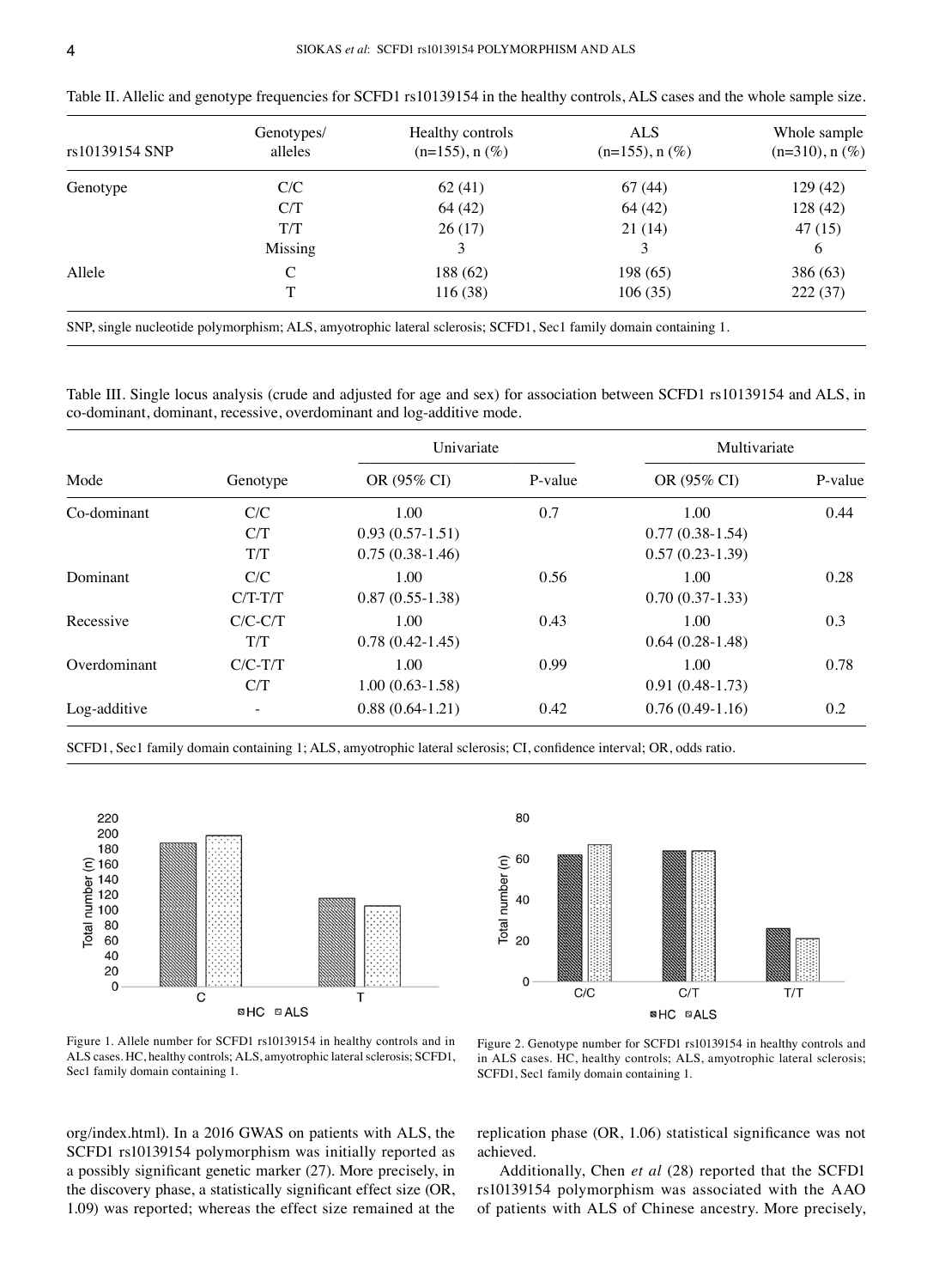Table II. Allelic and genotype frequencies for SCFD1 rs10139154 in the healthy controls, ALS cases and the whole sample size.

| rs10139154 SNP | Genotypes/ alleles | Healthy controls (n=155), n (%) | ALS (n=155), n (%) | Whole sample (n=310), n (%) |
|---|---|---|---|---|
| Genotype | C/C | 62 (41) | 67 (44) | 129 (42) |
| | C/T | 64 (42) | 64 (42) | 128 (42) |
| | T/T | 26 (17) | 21 (14) | 47 (15) |
| | Missing | 3 | 3 | 6 |
| Allele | C | 188 (62) | 198 (65) | 386 (63) |
| | T | 116 (38) | 106 (35) | 222 (37) |

SNP, single nucleotide polymorphism; ALS, amyotrophic lateral sclerosis; SCFD1, Sec1 family domain containing 1.

Table III. Single locus analysis (crude and adjusted for age and sex) for association between SCFD1 rs10139154 and ALS, in co-dominant, dominant, recessive, overdominant and log-additive mode.

| | | Univariate | | Multivariate | |
|---|---|---|---|---|---|
| Mode | Genotype | OR (95% CI) | P-value | OR (95% CI) | P-value |
| Co-dominant | C/C | 1.00 | 0.7 | 1.00 | 0.44 |
| | C/T | 0.93 (0.57-1.51) | | 0.77 (0.38-1.54) | |
| | T/T | 0.75 (0.38-1.46) | | 0.57 (0.23-1.39) | |
| Dominant | C/C | 1.00 | 0.56 | 1.00 | 0.28 |
| | C/T-T/T | 0.87 (0.55-1.38) | | 0.70 (0.37-1.33) | |
| Recessive | C/C-C/T | 1.00 | 0.43 | 1.00 | 0.3 |
| | T/T | 0.78 (0.42-1.45) | | 0.64 (0.28-1.48) | |
| Overdominant | C/C-T/T | 1.00 | 0.99 | 1.00 | 0.78 |
| | C/T | 1.00 (0.63-1.58) | | 0.91 (0.48-1.73) | |
| Log-additive | - | 0.88 (0.64-1.21) | 0.42 | 0.76 (0.49-1.16) | 0.2 |

SCFD1, Sec1 family domain containing 1; ALS, amyotrophic lateral sclerosis; CI, confidence interval; OR, odds ratio.

Figure 1. Allele number for SCFD1 rs10139154 in healthy controls and in ALS cases. HC, healthy controls; ALS, amyotrophic lateral sclerosis; SCFD1, Sec1 family domain containing 1.

Figure 2. Genotype number for SCFD1 rs10139154 in healthy controls and in ALS cases. HC, healthy controls; ALS, amyotrophic lateral sclerosis; SCFD1, Sec1 family domain containing 1.

org/index.html). In a 2016 GWAS on patients with ALS, the SCFD1 rs10139154 polymorphism was initially reported as a possibly significant genetic marker (27). More precisely, in the discovery phase, a statistically significant effect size (OR, 1.09) was reported; whereas the effect size remained at the replication phase (OR, 1.06) statistical significance was not achieved.

Additionally, Chen *et al* (28) reported that the SCFD1 rs10139154 polymorphism was associated with the AAO of patients with ALS of Chinese ancestry. More precisely,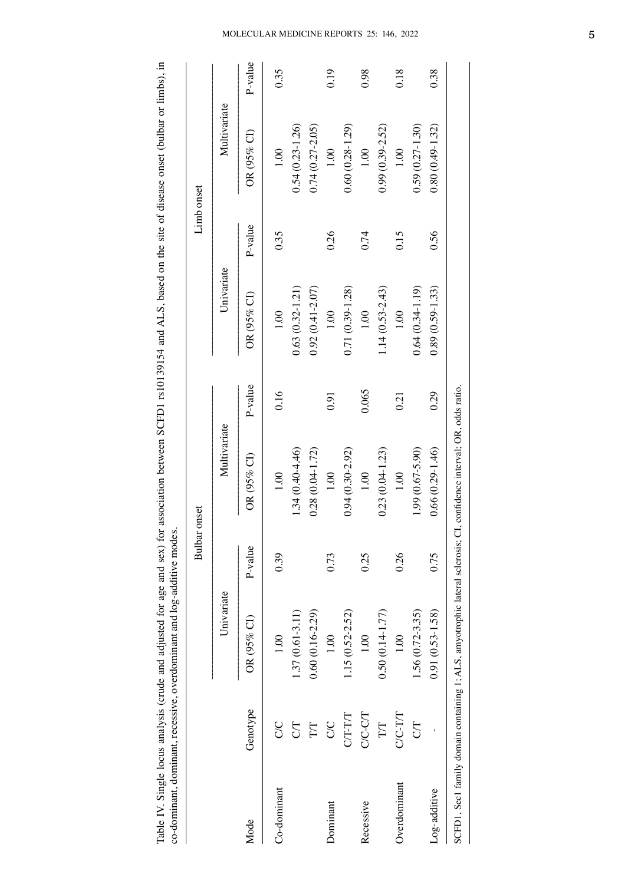Table IV. Single locus analysis (crude and adjusted for age and sex) for association between SCFD1 rs10139154 and ALS, based on the site of disease onset (bulbar or limbs), in co-dominant, dominant, recessive, overdominant and log-additive modes.

| | | Bulbar onset | | | | Limb onset | | | |
|---|---|---|---|---|---|---|---|---|---|
| | | Univariate | | Multivariate | | Univariate | | Multivariate | |
| Mode | Genotype | OR (95% CI) | P-value | OR (95% CI) | P-value | OR (95% CI) | P-value | OR (95% CI) | P-value |
| Co-dominant | C/C | 1.00 | 0.39 | 1.00 | 0.16 | 1.00 | 0.35 | 1.00 | 0.35 |
| | C/T | 1.37 (0.61-3.11) | | 1.34 (0.40-4.46) | | 0.63 (0.32-1.21) | | 0.54 (0.23-1.26) | |
| | T/T | 0.60 (0.16-2.29) | | 0.28 (0.04-1.72) | | 0.92 (0.41-2.07) | | 0.74 (0.27-2.05) | |
| Dominant | C/C | 1.00 | 0.73 | 1.00 | 0.91 | 1.00 | 0.26 | 1.00 | 0.19 |
| | C/T-T/T | 1.15 (0.52-2.52) | | 0.94 (0.30-2.92) | | 0.71 (0.39-1.28) | | 0.60 (0.28-1.29) | |
| Recessive | C/C-C/T | 1.00 | 0.25 | 1.00 | 0.065 | 1.00 | 0.74 | 1.00 | 0.98 |
| | T/T | 0.50 (0.14-1.77) | | 0.23 (0.04-1.23) | | 1.14 (0.53-2.43) | | 0.99 (0.39-2.52) | |
| Overdominant | C/C-T/T | 1.00 | 0.26 | 1.00 | 0.21 | 1.00 | 0.15 | 1.00 | 0.18 |
| | C/T | 1.56 (0.72-3.35) | | 1.99 (0.67-5.90) | | 0.64 (0.34-1.19) | | 0.59 (0.27-1.30) | |
| Log-additive | - | 0.91 (0.53-1.58) | 0.75 | 0.66 (0.29-1.46) | 0.29 | 0.89 (0.59-1.33) | 0.56 | 0.80 (0.49-1.32) | 0.38 |

SCFD1, Sec1 family domain containing 1; ALS, amyotrophic lateral sclerosis; CI, confidence interval; OR, odds ratio.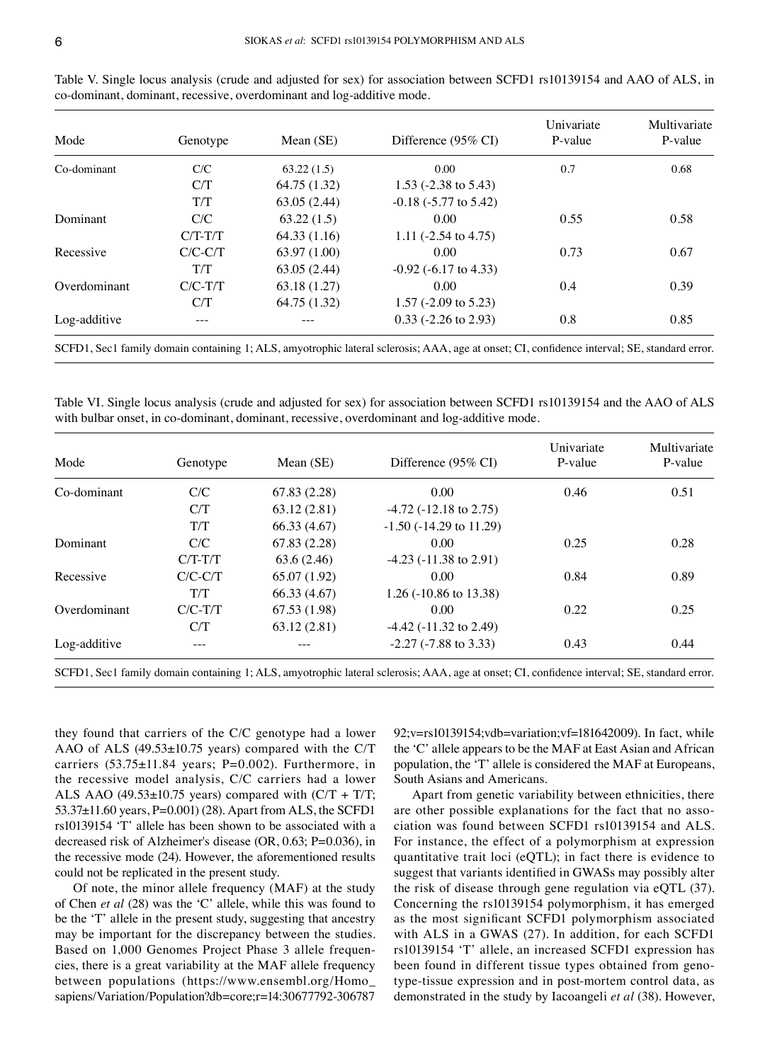Table V. Single locus analysis (crude and adjusted for sex) for association between SCFD1 rs10139154 and AAO of ALS, in co-dominant, dominant, recessive, overdominant and log-additive mode.

| Mode | Genotype | Mean (SE) | Difference (95% CI) | Univariate P-value | Multivariate P-value |
|---|---|---|---|---|---|
| Co-dominant | C/C | 63.22 (1.5) | 0.00 | 0.7 | 0.68 |
| | C/T | 64.75 (1.32) | 1.53 (-2.38 to 5.43) | | |
| | T/T | 63.05 (2.44) | -0.18 (-5.77 to 5.42) | | |
| Dominant | C/C | 63.22 (1.5) | 0.00 | 0.55 | 0.58 |
| | C/T-T/T | 64.33 (1.16) | 1.11 (-2.54 to 4.75) | | |
| Recessive | C/C-C/T | 63.97 (1.00) | 0.00 | 0.73 | 0.67 |
| | T/T | 63.05 (2.44) | -0.92 (-6.17 to 4.33) | | |
| Overdominant | C/C-T/T | 63.18 (1.27) | 0.00 | 0.4 | 0.39 |
| | C/T | 64.75 (1.32) | 1.57 (-2.09 to 5.23) | | |
| Log-additive | --- | --- | 0.33 (-2.26 to 2.93) | 0.8 | 0.85 |

SCFD1, Sec1 family domain containing 1; ALS, amyotrophic lateral sclerosis; AAA, age at onset; CI, confidence interval; SE, standard error.

Table VI. Single locus analysis (crude and adjusted for sex) for association between SCFD1 rs10139154 and the AAO of ALS with bulbar onset, in co-dominant, dominant, recessive, overdominant and log-additive mode.

| Mode | Genotype | Mean (SE) | Difference (95% CI) | Univariate P-value | Multivariate P-value |
|---|---|---|---|---|---|
| Co-dominant | C/C | 67.83 (2.28) | 0.00 | 0.46 | 0.51 |
| | C/T | 63.12 (2.81) | -4.72 (-12.18 to 2.75) | | |
| | T/T | 66.33 (4.67) | -1.50 (-14.29 to 11.29) | | |
| Dominant | C/C | 67.83 (2.28) | 0.00 | 0.25 | 0.28 |
| | C/T-T/T | 63.6 (2.46) | -4.23 (-11.38 to 2.91) | | |
| Recessive | C/C-C/T | 65.07 (1.92) | 0.00 | 0.84 | 0.89 |
| | T/T | 66.33 (4.67) | 1.26 (-10.86 to 13.38) | | |
| Overdominant | C/C-T/T | 67.53 (1.98) | 0.00 | 0.22 | 0.25 |
| | C/T | 63.12 (2.81) | -4.42 (-11.32 to 2.49) | | |
| Log-additive | --- | --- | -2.27 (-7.88 to 3.33) | 0.43 | 0.44 |

SCFD1, Sec1 family domain containing 1; ALS, amyotrophic lateral sclerosis; AAA, age at onset; CI, confidence interval; SE, standard error.

they found that carriers of the C/C genotype had a lower AAO of ALS (49.53±10.75 years) compared with the C/T carriers (53.75±11.84 years; P=0.002). Furthermore, in the recessive model analysis, C/C carriers had a lower ALS AAO (49.53±10.75 years) compared with (C/T + T/T; 53.37±11.60 years, P=0.001) (28). Apart from ALS, the SCFD1 rs10139154 'T' allele has been shown to be associated with a decreased risk of Alzheimer's disease (OR, 0.63; P=0.036), in the recessive mode (24). However, the aforementioned results could not be replicated in the present study.

Of note, the minor allele frequency (MAF) at the study of Chen *et al* (28) was the 'C' allele, while this was found to be the 'T' allele in the present study, suggesting that ancestry may be important for the discrepancy between the studies. Based on 1,000 Genomes Project Phase 3 allele frequencies, there is a great variability at the MAF allele frequency between populations (https://www.ensembl.org/Homo_sapiens/Variation/Population?db=core;r=14:30677792-30678792;v=rs10139154;vdb=variation;vf=181642009). In fact, while the 'C' allele appears to be the MAF at East Asian and African population, the 'T' allele is considered the MAF at Europeans, South Asians and Americans.

Apart from genetic variability between ethnicities, there are other possible explanations for the fact that no association was found between SCFD1 rs10139154 and ALS. For instance, the effect of a polymorphism at expression quantitative trait loci (eQTL); in fact there is evidence to suggest that variants identified in GWASs may possibly alter the risk of disease through gene regulation via eQTL (37). Concerning the rs10139154 polymorphism, it has emerged as the most significant SCFD1 polymorphism associated with ALS in a GWAS (27). In addition, for each SCFD1 rs10139154 'T' allele, an increased SCFD1 expression has been found in different tissue types obtained from genotype-tissue expression and in post-mortem control data, as demonstrated in the study by Iacoangeli *et al* (38). However,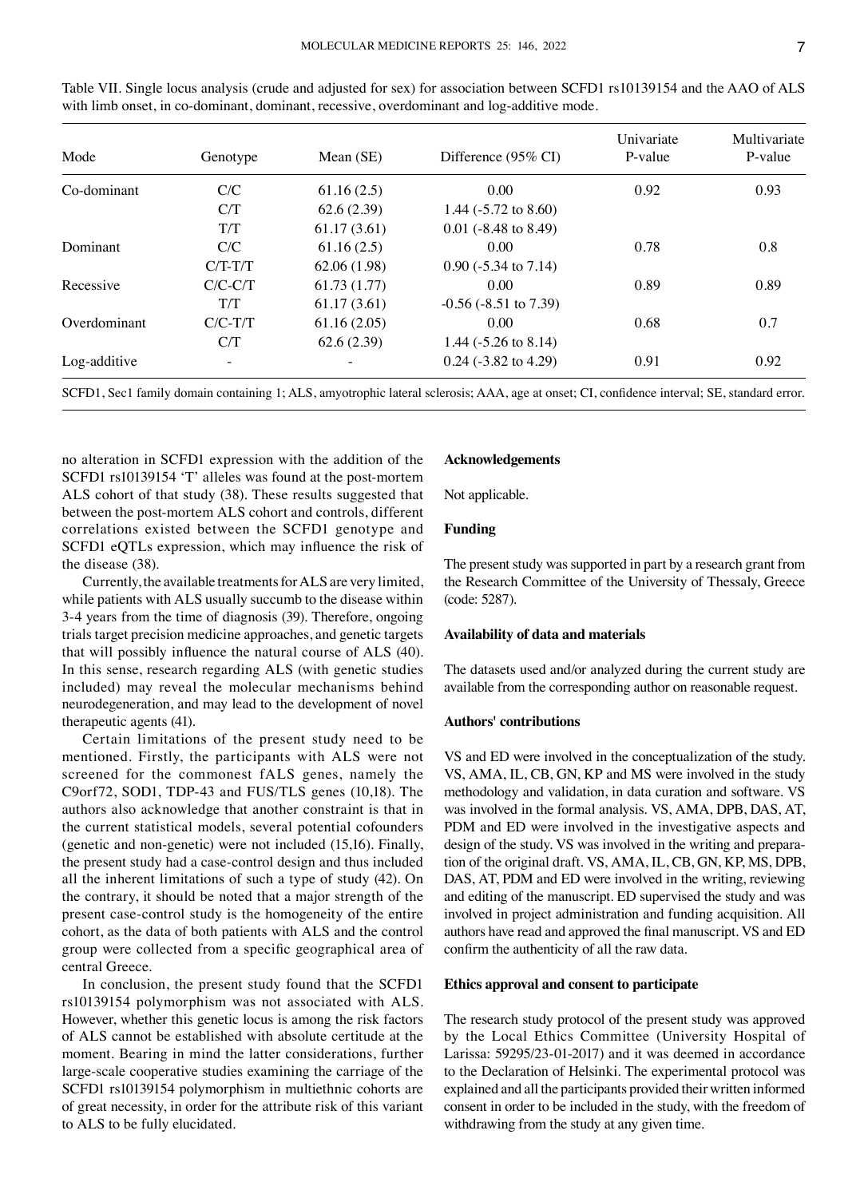Table VII. Single locus analysis (crude and adjusted for sex) for association between SCFD1 rs10139154 and the AAO of ALS with limb onset, in co-dominant, dominant, recessive, overdominant and log-additive mode.

| Mode | Genotype | Mean (SE) | Difference (95% CI) | Univariate P-value | Multivariate P-value |
|---|---|---|---|---|---|
| Co-dominant | C/C | 61.16 (2.5) | 0.00 | 0.92 | 0.93 |
| | C/T | 62.6 (2.39) | 1.44 (-5.72 to 8.60) | | |
| | T/T | 61.17 (3.61) | 0.01 (-8.48 to 8.49) | | |
| Dominant | C/C | 61.16 (2.5) | 0.00 | 0.78 | 0.8 |
| | C/T-T/T | 62.06 (1.98) | 0.90 (-5.34 to 7.14) | | |
| Recessive | C/C-C/T | 61.73 (1.77) | 0.00 | 0.89 | 0.89 |
| | T/T | 61.17 (3.61) | -0.56 (-8.51 to 7.39) | | |
| Overdominant | C/C-T/T | 61.16 (2.05) | 0.00 | 0.68 | 0.7 |
| | C/T | 62.6 (2.39) | 1.44 (-5.26 to 8.14) | | |
| Log-additive | - | - | 0.24 (-3.82 to 4.29) | 0.91 | 0.92 |

SCFD1, Sec1 family domain containing 1; ALS, amyotrophic lateral sclerosis; AAA, age at onset; CI, confidence interval; SE, standard error.

no alteration in SCFD1 expression with the addition of the SCFD1 rs10139154 'T' alleles was found at the post-mortem ALS cohort of that study (38). These results suggested that between the post-mortem ALS cohort and controls, different correlations existed between the SCFD1 genotype and SCFD1 eQTLs expression, which may influence the risk of the disease (38).

Currently, the available treatments for ALS are very limited, while patients with ALS usually succumb to the disease within 3-4 years from the time of diagnosis (39). Therefore, ongoing trials target precision medicine approaches, and genetic targets that will possibly influence the natural course of ALS (40). In this sense, research regarding ALS (with genetic studies included) may reveal the molecular mechanisms behind neurodegeneration, and may lead to the development of novel therapeutic agents (41).

Certain limitations of the present study need to be mentioned. Firstly, the participants with ALS were not screened for the commonest fALS genes, namely the C9orf72, SOD1, TDP-43 and FUS/TLS genes (10,18). The authors also acknowledge that another constraint is that in the current statistical models, several potential cofounders (genetic and non-genetic) were not included (15,16). Finally, the present study had a case-control design and thus included all the inherent limitations of such a type of study (42). On the contrary, it should be noted that a major strength of the present case-control study is the homogeneity of the entire cohort, as the data of both patients with ALS and the control group were collected from a specific geographical area of central Greece.

In conclusion, the present study found that the SCFD1 rs10139154 polymorphism was not associated with ALS. However, whether this genetic locus is among the risk factors of ALS cannot be established with absolute certitude at the moment. Bearing in mind the latter considerations, further large-scale cooperative studies examining the carriage of the SCFD1 rs10139154 polymorphism in multiethnic cohorts are of great necessity, in order for the attribute risk of this variant to ALS to be fully elucidated.

## Acknowledgements

Not applicable.

## Funding

The present study was supported in part by a research grant from the Research Committee of the University of Thessaly, Greece (code: 5287).

## Availability of data and materials

The datasets used and/or analyzed during the current study are available from the corresponding author on reasonable request.

## Authors' contributions

VS and ED were involved in the conceptualization of the study. VS, AMA, IL, CB, GN, KP and MS were involved in the study methodology and validation, in data curation and software. VS was involved in the formal analysis. VS, AMA, DPB, DAS, AT, PDM and ED were involved in the investigative aspects and design of the study. VS was involved in the writing and preparation of the original draft. VS, AMA, IL, CB, GN, KP, MS, DPB, DAS, AT, PDM and ED were involved in the writing, reviewing and editing of the manuscript. ED supervised the study and was involved in project administration and funding acquisition. All authors have read and approved the final manuscript. VS and ED confirm the authenticity of all the raw data.

## Ethics approval and consent to participate

The research study protocol of the present study was approved by the Local Ethics Committee (University Hospital of Larissa: 59295/23-01-2017) and it was deemed in accordance to the Declaration of Helsinki. The experimental protocol was explained and all the participants provided their written informed consent in order to be included in the study, with the freedom of withdrawing from the study at any given time.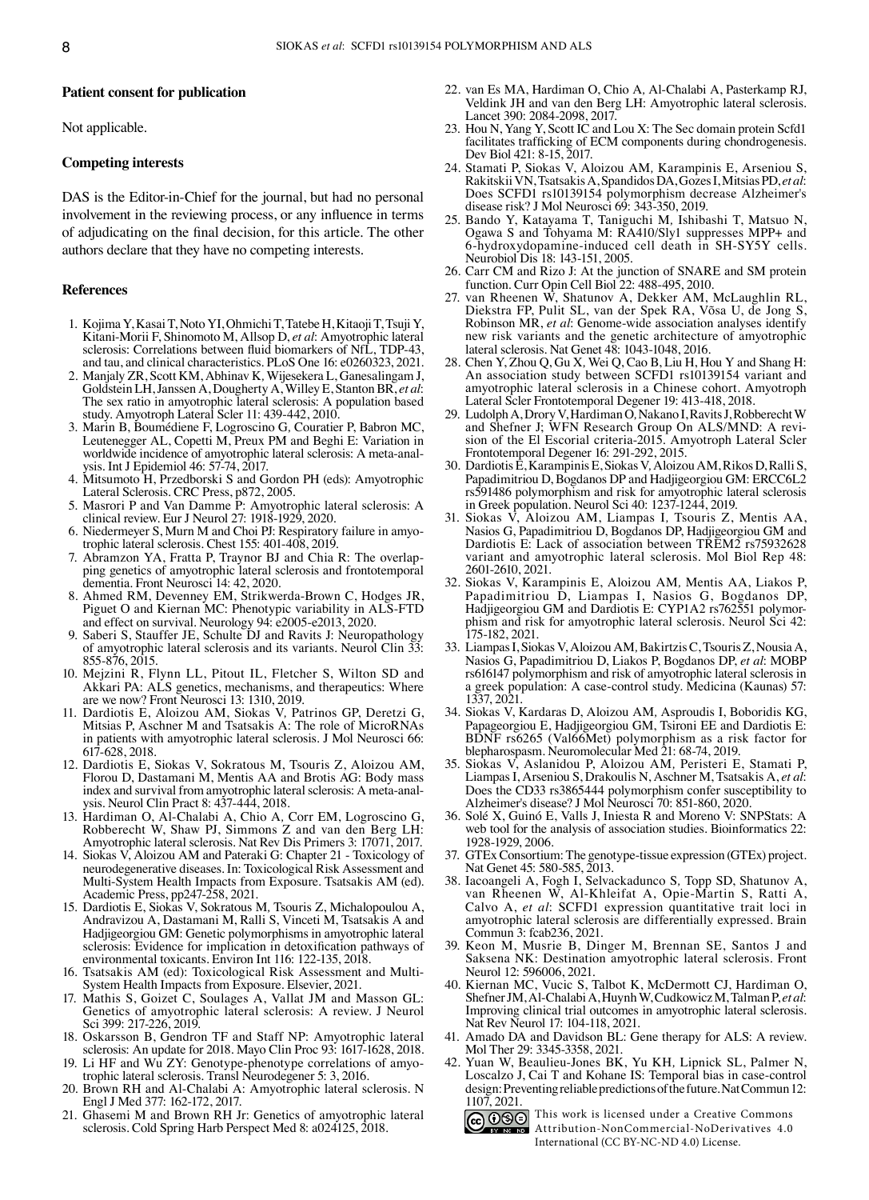**Patient consent for publication**

Not applicable.

**Competing interests**

DAS is the Editor-in-Chief for the journal, but had no personal involvement in the reviewing process, or any influence in terms of adjudicating on the final decision, for this article. The other authors declare that they have no competing interests.

## References

1. Kojima Y, Kasai T, Noto YI, Ohmichi T, Tatebe H, Kitaoji T, Tsuji Y, Kitani-Morii F, Shinomoto M, Allsop D, *et al*: Amyotrophic lateral sclerosis: Correlations between fluid biomarkers of NfL, TDP-43, and tau, and clinical characteristics. PLoS One 16: e0260323, 2021.
2. Manjaly ZR, Scott KM, Abhinav K, Wijesekera L, Ganesalingam J, Goldstein LH, Janssen A, Dougherty A, Willey E, Stanton BR, *et al*: The sex ratio in amyotrophic lateral sclerosis: A population based study. Amyotroph Lateral Scler 11: 439-442, 2010.
3. Marin B, Boumédiene F, Logroscino G, Couratier P, Babron MC, Leutenegger AL, Copetti M, Preux PM and Beghi E: Variation in worldwide incidence of amyotrophic lateral sclerosis: A meta-analysis. Int J Epidemiol 46: 57-74, 2017.
4. Mitsumoto H, Przedborski S and Gordon PH (eds): Amyotrophic Lateral Sclerosis. CRC Press, p872, 2005.
5. Masrori P and Van Damme P: Amyotrophic lateral sclerosis: A clinical review. Eur J Neurol 27: 1918-1929, 2020.
6. Niedermeyer S, Murn M and Choi PJ: Respiratory failure in amyotrophic lateral sclerosis. Chest 155: 401-408, 2019.
7. Abramzon YA, Fratta P, Traynor BJ and Chia R: The overlapping genetics of amyotrophic lateral sclerosis and frontotemporal dementia. Front Neurosci 14: 42, 2020.
8. Ahmed RM, Devenney EM, Strikwerda-Brown C, Hodges JR, Piguet O and Kiernan MC: Phenotypic variability in ALS-FTD and effect on survival. Neurology 94: e2005-e2013, 2020.
9. Saberi S, Stauffer JE, Schulte DJ and Ravits J: Neuropathology of amyotrophic lateral sclerosis and its variants. Neurol Clin 33: 855-876, 2015.
10. Mejzini R, Flynn LL, Pitout IL, Fletcher S, Wilton SD and Akkari PA: ALS genetics, mechanisms, and therapeutics: Where are we now? Front Neurosci 13: 1310, 2019.
11. Dardiotis E, Aloizou AM, Siokas V, Patrinos GP, Deretzi G, Mitsias P, Aschner M and Tsatsakis A: The role of MicroRNAs in patients with amyotrophic lateral sclerosis. J Mol Neurosci 66: 617-628, 2018.
12. Dardiotis E, Siokas V, Sokratous M, Tsouris Z, Aloizou AM, Florou D, Dastamani M, Mentis AA and Brotis AG: Body mass index and survival from amyotrophic lateral sclerosis: A meta-analysis. Neurol Clin Pract 8: 437-444, 2018.
13. Hardiman O, Al-Chalabi A, Chio A, Corr EM, Logroscino G, Robberecht W, Shaw PJ, Simmons Z and van den Berg LH: Amyotrophic lateral sclerosis. Nat Rev Dis Primers 3: 17071, 2017.
14. Siokas V, Aloizou AM and Pateraki G: Chapter 21 - Toxicology of neurodegenerative diseases. In: Toxicological Risk Assessment and Multi-System Health Impacts from Exposure. Tsatsakis AM (ed). Academic Press, pp247-258, 2021.
15. Dardiotis E, Siokas V, Sokratous M, Tsouris Z, Michalopoulou A, Andravizou A, Dastamani M, Ralli S, Vinceti M, Tsatsakis A and Hadjigeorgiou GM: Genetic polymorphisms in amyotrophic lateral sclerosis: Evidence for implication in detoxification pathways of environmental toxicants. Environ Int 116: 122-135, 2018.
16. Tsatsakis AM (ed): Toxicological Risk Assessment and Multi-System Health Impacts from Exposure. Elsevier, 2021.
17. Mathis S, Goizet C, Soulages A, Vallat JM and Masson GL: Genetics of amyotrophic lateral sclerosis: A review. J Neurol Sci 399: 217-226, 2019.
18. Oskarsson B, Gendron TF and Staff NP: Amyotrophic lateral sclerosis: An update for 2018. Mayo Clin Proc 93: 1617-1628, 2018.
19. Li HF and Wu ZY: Genotype-phenotype correlations of amyotrophic lateral sclerosis. Transl Neurodegener 5: 3, 2016.
20. Brown RH and Al-Chalabi A: Amyotrophic lateral sclerosis. N Engl J Med 377: 162-172, 2017.
21. Ghasemi M and Brown RH Jr: Genetics of amyotrophic lateral sclerosis. Cold Spring Harb Perspect Med 8: a024125, 2018.
22. van Es MA, Hardiman O, Chio A, Al-Chalabi A, Pasterkamp RJ, Veldink JH and van den Berg LH: Amyotrophic lateral sclerosis. Lancet 390: 2084-2098, 2017.
23. Hou N, Yang Y, Scott IC and Lou X: The Sec domain protein Scfd1 facilitates trafficking of ECM components during chondrogenesis. Dev Biol 421: 8-15, 2017.
24. Stamati P, Siokas V, Aloizou AM, Karampinis E, Arseniou S, Rakitskii VN, Tsatsakis A, Spandidos DA, Gozes I, Mitsias PD, *et al*: Does SCFD1 rs10139154 polymorphism decrease Alzheimer's disease risk? J Mol Neurosci 69: 343-350, 2019.
25. Bando Y, Katayama T, Taniguchi M, Ishibashi T, Matsuo N, Ogawa S and Tohyama M: RA410/Sly1 suppresses MPP+ and 6-hydroxydopamine-induced cell death in SH-SY5Y cells. Neurobiol Dis 18: 143-151, 2005.
26. Carr CM and Rizo J: At the junction of SNARE and SM protein function. Curr Opin Cell Biol 22: 488-495, 2010.
27. van Rheenen W, Shatunov A, Dekker AM, McLaughlin RL, Diekstra FP, Pulit SL, van der Spek RA, Võsa U, de Jong S, Robinson MR, *et al*: Genome-wide association analyses identify new risk variants and the genetic architecture of amyotrophic lateral sclerosis. Nat Genet 48: 1043-1048, 2016.
28. Chen Y, Zhou Q, Gu X, Wei Q, Cao B, Liu H, Hou Y and Shang H: An association study between SCFD1 rs10139154 variant and amyotrophic lateral sclerosis in a Chinese cohort. Amyotroph Lateral Scler Frontotemporal Degener 19: 413-418, 2018.
29. Ludolph A, Drory V, Hardiman O, Nakano I, Ravits J, Robberecht W and Shefner J; WFN Research Group On ALS/MND: A revision of the El Escorial criteria-2015. Amyotroph Lateral Scler Frontotemporal Degener 16: 291-292, 2015.
30. Dardiotis E, Karampinis E, Siokas V, Aloizou AM, Rikos D, Ralli S, Papadimitriou D, Bogdanos DP and Hadjigeorgiou GM: ERCC6L2 rs591486 polymorphism and risk for amyotrophic lateral sclerosis in Greek population. Neurol Sci 40: 1237-1244, 2019.
31. Siokas V, Aloizou AM, Liampas I, Tsouris Z, Mentis AA, Nasios G, Papadimitriou D, Bogdanos DP, Hadjigeorgiou GM and Dardiotis E: Lack of association between TREM2 rs75932628 variant and amyotrophic lateral sclerosis. Mol Biol Rep 48: 2601-2610, 2021.
32. Siokas V, Karampinis E, Aloizou AM, Mentis AA, Liakos P, Papadimitriou D, Liampas I, Nasios G, Bogdanos DP, Hadjigeorgiou GM and Dardiotis E: CYP1A2 rs762551 polymorphism and risk for amyotrophic lateral sclerosis. Neurol Sci 42: 175-182, 2021.
33. Liampas I, Siokas V, Aloizou AM, Bakirtzis C, Tsouris Z, Nousia A, Nasios G, Papadimitriou D, Liakos P, Bogdanos DP, *et al*: MOBP rs616147 polymorphism and risk of amyotrophic lateral sclerosis in a greek population: A case-control study. Medicina (Kaunas) 57: 1337, 2021.
34. Siokas V, Kardaras D, Aloizou AM, Asproudis I, Boboridis KG, Papageorgiou E, Hadjigeorgiou GM, Tsironi EE and Dardiotis E: BDNF rs6265 (Val66Met) polymorphism as a risk factor for blepharospasm. Neuromolecular Med 21: 68-74, 2019.
35. Siokas V, Aslanidou P, Aloizou AM, Peristeri E, Stamati P, Liampas I, Arseniou S, Drakoulis N, Aschner M, Tsatsakis A, *et al*: Does the CD33 rs3865444 polymorphism confer susceptibility to Alzheimer's disease? J Mol Neurosci 70: 851-860, 2020.
36. Solé X, Guinó E, Valls J, Iniesta R and Moreno V: SNPStats: A web tool for the analysis of association studies. Bioinformatics 22: 1928-1929, 2006.
37. GTEx Consortium: The genotype-tissue expression (GTEx) project. Nat Genet 45: 580-585, 2013.
38. Iacoangeli A, Fogh I, Selvackadunco S, Topp SD, Shatunov A, van Rheenen W, Al-Khleifat A, Opie-Martin S, Ratti A, Calvo A, *et al*: SCFD1 expression quantitative trait loci in amyotrophic lateral sclerosis are differentially expressed. Brain Commun 3: fcab236, 2021.
39. Keon M, Musrie B, Dinger M, Brennan SE, Santos J and Saksena NK: Destination amyotrophic lateral sclerosis. Front Neurol 12: 596006, 2021.
40. Kiernan MC, Vucic S, Talbot K, McDermott CJ, Hardiman O, Shefner JM, Al-Chalabi A, Huynh W, Cudkowicz M, Talman P, *et al*: Improving clinical trial outcomes in amyotrophic lateral sclerosis. Nat Rev Neurol 17: 104-118, 2021.
41. Amado DA and Davidson BL: Gene therapy for ALS: A review. Mol Ther 29: 3345-3358, 2021.
42. Yuan W, Beaulieu-Jones BK, Yu KH, Lipnick SL, Palmer N, Loscalzo J, Cai T and Kohane IS: Temporal bias in case-control design: Preventing reliable predictions of the future. Nat Commun 12: 1107, 2021.

This work is licensed under a Creative Commons Attribution-NonCommercial-NoDerivatives 4.0 International (CC BY-NC-ND 4.0) License.